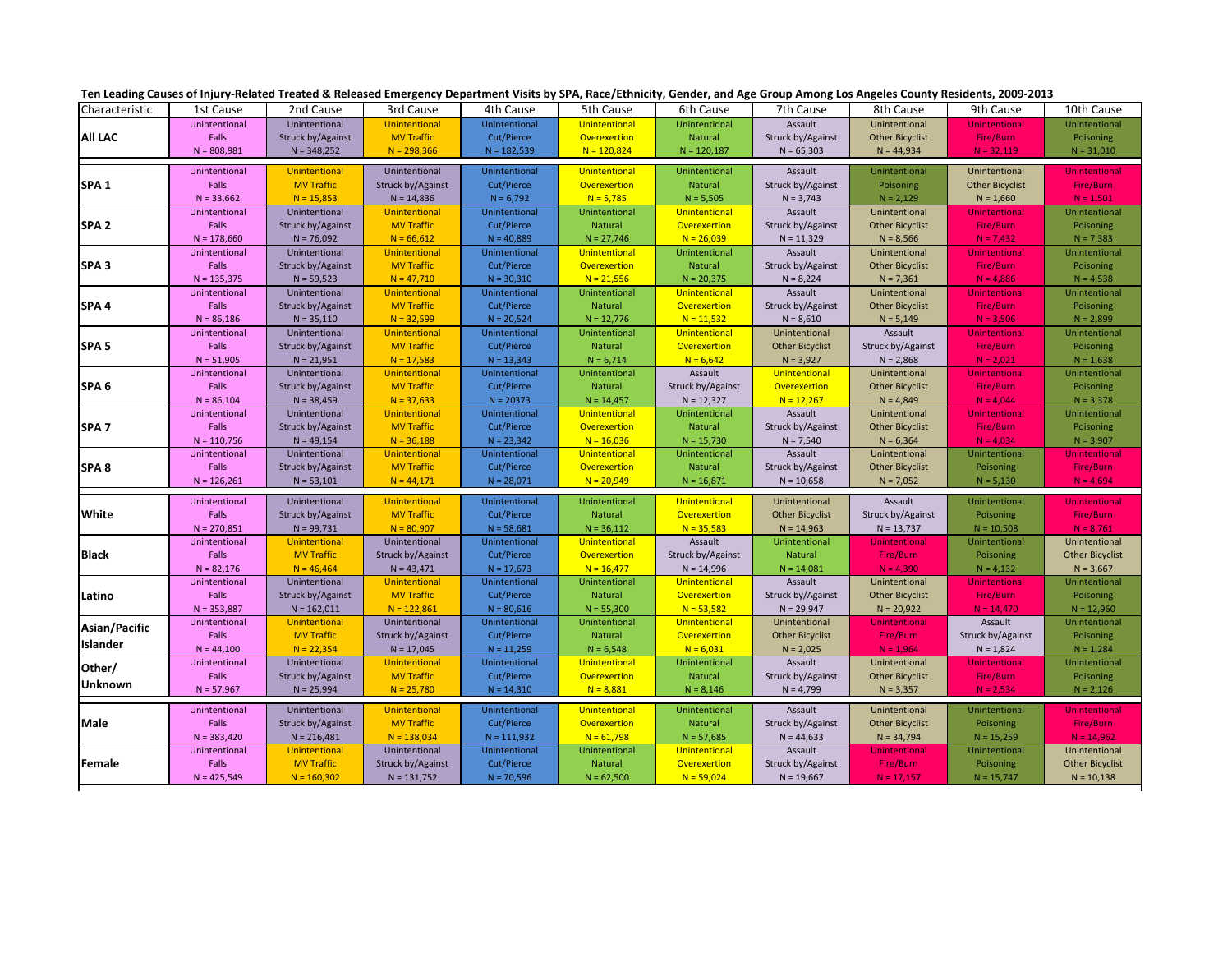**Ten Leading Causes of Injury-Related Treated & Released Emergency Department Visits by SPA, Race/Ethnicity, Gender, and Age Group Among Los Angeles County Residents, 2009-2013**

| Characteristic | 1st Cause | 2nd Cause | 3rd Cause | 4th Cause | 5th Cause | 6th Cause | 7th Cause | 8th Cause | 9th Cause | 10th Cause |
|---|---|---|---|---|---|---|---|---|---|---|
| **All LAC** | Unintentional Falls N = 808,981 | Unintentional Struck by/Against N = 348,252 | Unintentional MV Traffic N = 298,366 | Unintentional Cut/Pierce N = 182,539 | Unintentional Overexertion N = 120,824 | Unintentional Natural N = 120,187 | Assault Struck by/Against N = 65,303 | Unintentional Other Bicyclist N = 44,934 | Unintentional Fire/Burn N = 32,119 | Unintentional Poisoning N = 31,010 |
| **SPA 1** | Unintentional Falls N = 33,662 | Unintentional MV Traffic N = 15,853 | Unintentional Struck by/Against N = 14,836 | Unintentional Cut/Pierce N = 6,792 | Unintentional Overexertion N = 5,785 | Unintentional Natural N = 5,505 | Assault Struck by/Against N = 3,743 | Unintentional Poisoning N = 2,129 | Unintentional Other Bicyclist N = 1,660 | Unintentional Fire/Burn N = 1,501 |
| **SPA 2** | Unintentional Falls N = 178,660 | Unintentional Struck by/Against N = 76,092 | Unintentional MV Traffic N = 66,612 | Unintentional Cut/Pierce N = 40,889 | Unintentional Natural N = 27,746 | Unintentional Overexertion N = 26,039 | Assault Struck by/Against N = 11,329 | Unintentional Other Bicyclist N = 8,566 | Unintentional Fire/Burn N = 7,432 | Unintentional Poisoning N = 7,383 |
| **SPA 3** | Unintentional Falls N = 135,375 | Unintentional Struck by/Against N = 59,523 | Unintentional MV Traffic N = 47,710 | Unintentional Cut/Pierce N = 30,310 | Unintentional Overexertion N = 21,556 | Unintentional Natural N = 20,375 | Assault Struck by/Against N = 8,224 | Unintentional Other Bicyclist N = 7,361 | Unintentional Fire/Burn N = 4,886 | Unintentional Poisoning N = 4,538 |
| **SPA 4** | Unintentional Falls N = 86,186 | Unintentional Struck by/Against N = 35,110 | Unintentional MV Traffic N = 32,599 | Unintentional Cut/Pierce N = 20,524 | Unintentional Natural N = 12,776 | Unintentional Overexertion N = 11,532 | Assault Struck by/Against N = 8,610 | Unintentional Other Bicyclist N = 5,149 | Unintentional Fire/Burn N = 3,506 | Unintentional Poisoning N = 2,899 |
| **SPA 5** | Unintentional Falls N = 51,905 | Unintentional Struck by/Against N = 21,951 | Unintentional MV Traffic N = 17,583 | Unintentional Cut/Pierce N = 13,343 | Unintentional Natural N = 6,714 | Unintentional Overexertion N = 6,642 | Unintentional Other Bicyclist N = 3,927 | Assault Struck by/Against N = 2,868 | Unintentional Fire/Burn N = 2,021 | Unintentional Poisoning N = 1,638 |
| **SPA 6** | Unintentional Falls N = 86,104 | Unintentional Struck by/Against N = 38,459 | Unintentional MV Traffic N = 37,633 | Unintentional Cut/Pierce N = 20373 | Unintentional Natural N = 14,457 | Assault Struck by/Against N = 12,327 | Unintentional Overexertion N = 12,267 | Unintentional Other Bicyclist N = 4,849 | Unintentional Fire/Burn N = 4,044 | Unintentional Poisoning N = 3,378 |
| **SPA 7** | Unintentional Falls N = 110,756 | Unintentional Struck by/Against N = 49,154 | Unintentional MV Traffic N = 36,188 | Unintentional Cut/Pierce N = 23,342 | Unintentional Overexertion N = 16,036 | Unintentional Natural N = 15,730 | Assault Struck by/Against N = 7,540 | Unintentional Other Bicyclist N = 6,364 | Unintentional Fire/Burn N = 4,034 | Unintentional Poisoning N = 3,907 |
| **SPA 8** | Unintentional Falls N = 126,261 | Unintentional Struck by/Against N = 53,101 | Unintentional MV Traffic N = 44,171 | Unintentional Cut/Pierce N = 28,071 | Unintentional Overexertion N = 20,949 | Unintentional Natural N = 16,871 | Assault Struck by/Against N = 10,658 | Unintentional Other Bicyclist N = 7,052 | Unintentional Poisoning N = 5,130 | Unintentional Fire/Burn N = 4,694 |
| **White** | Unintentional Falls N = 270,851 | Unintentional Struck by/Against N = 99,731 | Unintentional MV Traffic N = 80,907 | Unintentional Cut/Pierce N = 58,681 | Unintentional Natural N = 36,112 | Unintentional Overexertion N = 35,583 | Unintentional Other Bicyclist N = 14,963 | Assault Struck by/Against N = 13,737 | Unintentional Poisoning N = 10,508 | Unintentional Fire/Burn N = 8,761 |
| **Black** | Unintentional Falls N = 82,176 | Unintentional MV Traffic N = 46,464 | Unintentional Struck by/Against N = 43,471 | Unintentional Cut/Pierce N = 17,673 | Unintentional Overexertion N = 16,477 | Assault Struck by/Against N = 14,996 | Unintentional Natural N = 14,081 | Unintentional Fire/Burn N = 4,390 | Unintentional Poisoning N = 4,132 | Unintentional Other Bicyclist N = 3,667 |
| **Latino** | Unintentional Falls N = 353,887 | Unintentional Struck by/Against N = 162,011 | Unintentional MV Traffic N = 122,861 | Unintentional Cut/Pierce N = 80,616 | Unintentional Natural N = 55,300 | Unintentional Overexertion N = 53,582 | Assault Struck by/Against N = 29,947 | Unintentional Other Bicyclist N = 20,922 | Unintentional Fire/Burn N = 14,470 | Unintentional Poisoning N = 12,960 |
| **Asian/Pacific Islander** | Unintentional Falls N = 44,100 | Unintentional MV Traffic N = 22,354 | Unintentional Struck by/Against N = 17,045 | Unintentional Cut/Pierce N = 11,259 | Unintentional Natural N = 6,548 | Unintentional Overexertion N = 6,031 | Unintentional Other Bicyclist N = 2,025 | Unintentional Fire/Burn N = 1,964 | Assault Struck by/Against N = 1,824 | Unintentional Poisoning N = 1,284 |
| **Other/ Unknown** | Unintentional Falls N = 57,967 | Unintentional Struck by/Against N = 25,994 | Unintentional MV Traffic N = 25,780 | Unintentional Cut/Pierce N = 14,310 | Unintentional Overexertion N = 8,881 | Unintentional Natural N = 8,146 | Assault Struck by/Against N = 4,799 | Unintentional Other Bicyclist N = 3,357 | Unintentional Fire/Burn N = 2,534 | Unintentional Poisoning N = 2,126 |
| **Male** | Unintentional Falls N = 383,420 | Unintentional Struck by/Against N = 216,481 | Unintentional MV Traffic N = 138,034 | Unintentional Cut/Pierce N = 111,932 | Unintentional Overexertion N = 61,798 | Unintentional Natural N = 57,685 | Assault Struck by/Against N = 44,633 | Unintentional Other Bicyclist N = 34,794 | Unintentional Poisoning N = 15,259 | Unintentional Fire/Burn N = 14,962 |
| **Female** | Unintentional Falls N = 425,549 | Unintentional MV Traffic N = 160,302 | Unintentional Struck by/Against N = 131,752 | Unintentional Cut/Pierce N = 70,596 | Unintentional Natural N = 62,500 | Unintentional Overexertion N = 59,024 | Assault Struck by/Against N = 19,667 | Unintentional Fire/Burn N = 17,157 | Unintentional Poisoning N = 15,747 | Unintentional Other Bicyclist N = 10,138 |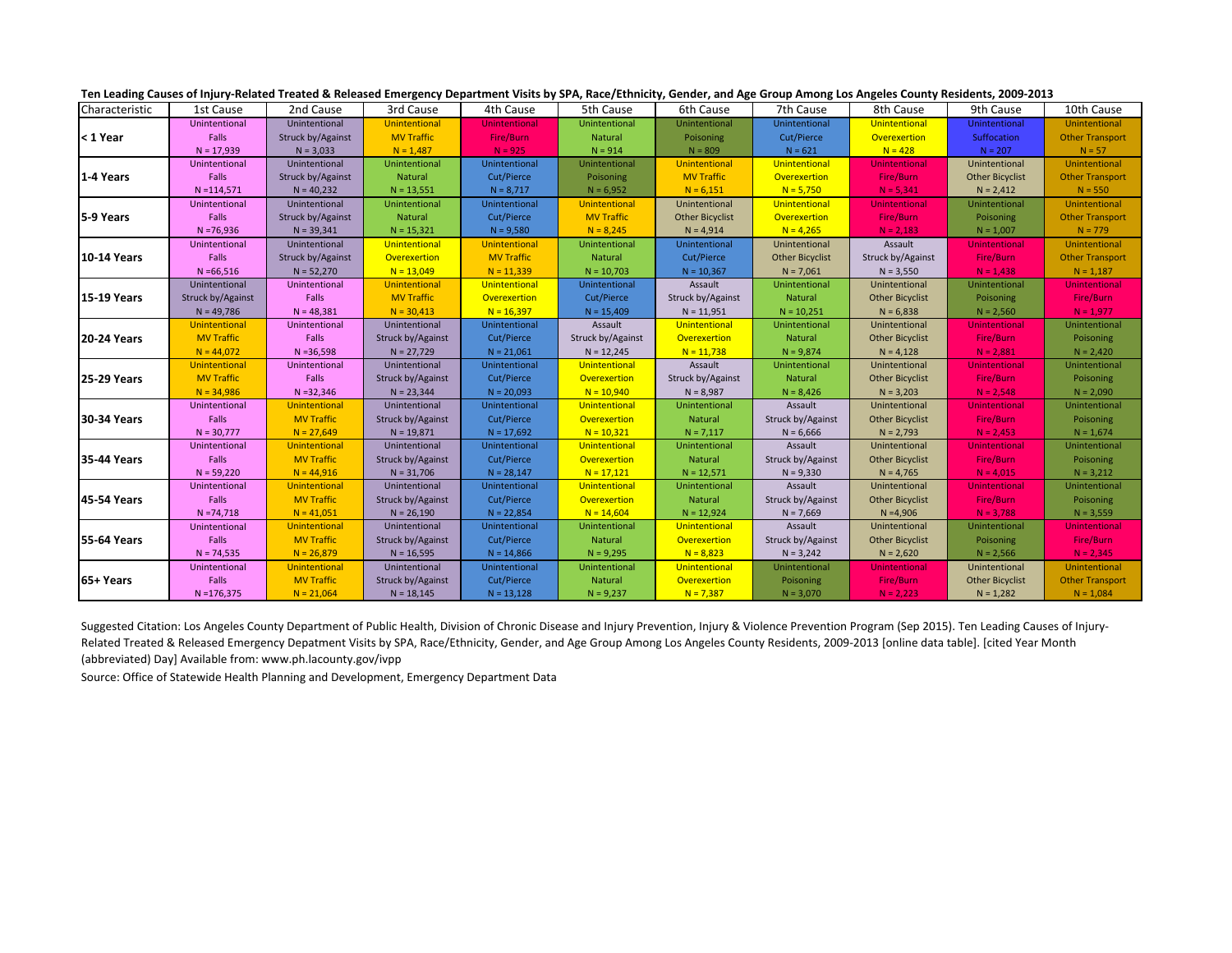**Ten Leading Causes of Injury-Related Treated & Released Emergency Department Visits by SPA, Race/Ethnicity, Gender, and Age Group Among Los Angeles County Residents, 2009-2013**

| Characteristic | 1st Cause | 2nd Cause | 3rd Cause | 4th Cause | 5th Cause | 6th Cause | 7th Cause | 8th Cause | 9th Cause | 10th Cause |
|---|---|---|---|---|---|---|---|---|---|---|
| **< 1 Year** | Unintentional Falls N = 17,939 | Unintentional Struck by/Against N = 3,033 | Unintentional MV Traffic N = 1,487 | Unintentional Fire/Burn N = 925 | Unintentional Natural N = 914 | Unintentional Poisoning N = 809 | Unintentional Cut/Pierce N = 621 | Unintentional Overexertion N = 428 | Unintentional Suffocation N = 207 | Unintentional Other Transport N = 57 |
| **1-4 Years** | Unintentional Falls N =114,571 | Unintentional Struck by/Against N = 40,232 | Unintentional Natural N = 13,551 | Unintentional Cut/Pierce N = 8,717 | Unintentional Poisoning N = 6,952 | Unintentional MV Traffic N = 6,151 | Unintentional Overexertion N = 5,750 | Unintentional Fire/Burn N = 5,341 | Unintentional Other Bicyclist N = 2,412 | Unintentional Other Transport N = 550 |
| **5-9 Years** | Unintentional Falls N =76,936 | Unintentional Struck by/Against N = 39,341 | Unintentional Natural N = 15,321 | Unintentional Cut/Pierce N = 9,580 | Unintentional MV Traffic N = 8,245 | Unintentional Other Bicyclist N = 4,914 | Unintentional Overexertion N = 4,265 | Unintentional Fire/Burn N = 2,183 | Unintentional Poisoning N = 1,007 | Unintentional Other Transport N = 779 |
| **10-14 Years** | Unintentional Falls N =66,516 | Unintentional Struck by/Against N = 52,270 | Unintentional Overexertion N = 13,049 | Unintentional MV Traffic N = 11,339 | Unintentional Natural N = 10,703 | Unintentional Cut/Pierce N = 10,367 | Unintentional Other Bicyclist N = 7,061 | Assault Struck by/Against N = 3,550 | Unintentional Fire/Burn N = 1,438 | Unintentional Other Transport N = 1,187 |
| **15-19 Years** | Unintentional Struck by/Against N = 49,786 | Unintentional Falls N = 48,381 | Unintentional MV Traffic N = 30,413 | Unintentional Overexertion N = 16,397 | Unintentional Cut/Pierce N = 15,409 | Assault Struck by/Against N = 11,951 | Unintentional Natural N = 10,251 | Unintentional Other Bicyclist N = 6,838 | Unintentional Poisoning N = 2,560 | Unintentional Fire/Burn N = 1,977 |
| **20-24 Years** | Unintentional MV Traffic N = 44,072 | Unintentional Falls N =36,598 | Unintentional Struck by/Against N = 27,729 | Unintentional Cut/Pierce N = 21,061 | Assault Struck by/Against N = 12,245 | Unintentional Overexertion N = 11,738 | Unintentional Natural N = 9,874 | Unintentional Other Bicyclist N = 4,128 | Unintentional Fire/Burn N = 2,881 | Unintentional Poisoning N = 2,420 |
| **25-29 Years** | Unintentional MV Traffic N = 34,986 | Unintentional Falls N =32,346 | Unintentional Struck by/Against N = 23,344 | Unintentional Cut/Pierce N = 20,093 | Unintentional Overexertion N = 10,940 | Assault Struck by/Against N = 8,987 | Unintentional Natural N = 8,426 | Unintentional Other Bicyclist N = 3,203 | Unintentional Fire/Burn N = 2,548 | Unintentional Poisoning N = 2,090 |
| **30-34 Years** | Unintentional Falls N = 30,777 | Unintentional MV Traffic N = 27,649 | Unintentional Struck by/Against N = 19,871 | Unintentional Cut/Pierce N = 17,692 | Unintentional Overexertion N = 10,321 | Unintentional Natural N = 7,117 | Assault Struck by/Against N = 6,666 | Unintentional Other Bicyclist N = 2,793 | Unintentional Fire/Burn N = 2,453 | Unintentional Poisoning N = 1,674 |
| **35-44 Years** | Unintentional Falls N = 59,220 | Unintentional MV Traffic N = 44,916 | Unintentional Struck by/Against N = 31,706 | Unintentional Cut/Pierce N = 28,147 | Unintentional Overexertion N = 17,121 | Unintentional Natural N = 12,571 | Assault Struck by/Against N = 9,330 | Unintentional Other Bicyclist N = 4,765 | Unintentional Fire/Burn N = 4,015 | Unintentional Poisoning N = 3,212 |
| **45-54 Years** | Unintentional Falls N =74,718 | Unintentional MV Traffic N = 41,051 | Unintentional Struck by/Against N = 26,190 | Unintentional Cut/Pierce N = 22,854 | Unintentional Overexertion N = 14,604 | Unintentional Natural N = 12,924 | Assault Struck by/Against N = 7,669 | Unintentional Other Bicyclist N =4,906 | Unintentional Fire/Burn N = 3,788 | Unintentional Poisoning N = 3,559 |
| **55-64 Years** | Unintentional Falls N = 74,535 | Unintentional MV Traffic N = 26,879 | Unintentional Struck by/Against N = 16,595 | Unintentional Cut/Pierce N = 14,866 | Unintentional Natural N = 9,295 | Unintentional Overexertion N = 8,823 | Assault Struck by/Against N = 3,242 | Unintentional Other Bicyclist N = 2,620 | Unintentional Poisoning N = 2,566 | Unintentional Fire/Burn N = 2,345 |
| **65+ Years** | Unintentional Falls N =176,375 | Unintentional MV Traffic N = 21,064 | Unintentional Struck by/Against N = 18,145 | Unintentional Cut/Pierce N = 13,128 | Unintentional Natural N = 9,237 | Unintentional Overexertion N = 7,387 | Unintentional Poisoning N = 3,070 | Unintentional Fire/Burn N = 2,223 | Unintentional Other Bicyclist N = 1,282 | Unintentional Other Transport N = 1,084 |

Suggested Citation: Los Angeles County Department of Public Health, Division of Chronic Disease and Injury Prevention, Injury & Violence Prevention Program (Sep 2015). Ten Leading Causes of Injury-Related Treated & Released Emergency Depatment Visits by SPA, Race/Ethnicity, Gender, and Age Group Among Los Angeles County Residents, 2009-2013 [online data table]. [cited Year Month (abbreviated) Day] Available from: www.ph.lacounty.gov/ivpp

Source: Office of Statewide Health Planning and Development, Emergency Department Data